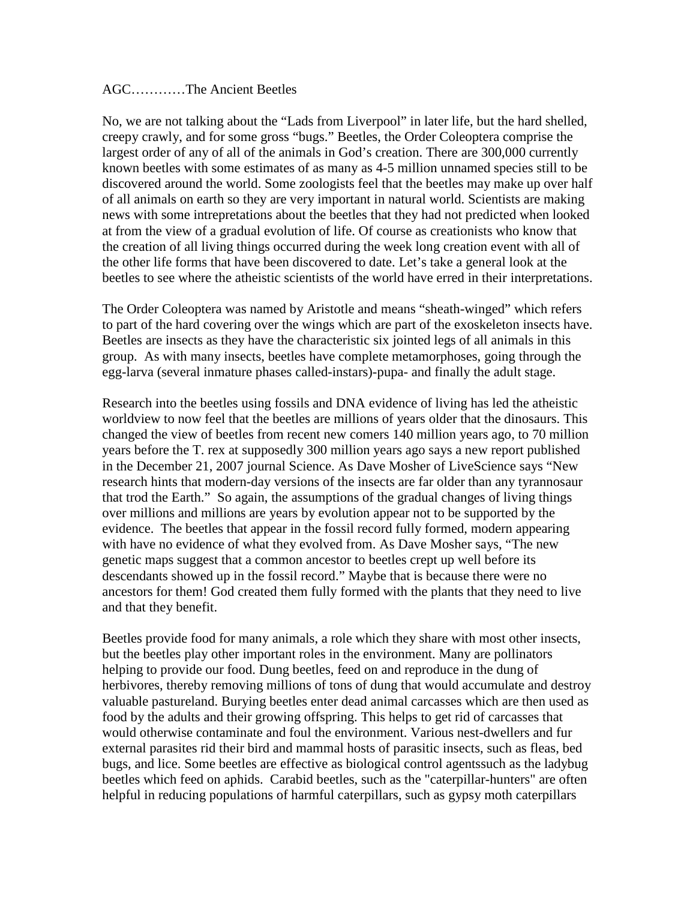AGC…………The Ancient Beetles

No, we are not talking about the "Lads from Liverpool" in later life, but the hard shelled, creepy crawly, and for some gross "bugs." Beetles, the Order Coleoptera comprise the largest order of any of all of the animals in God's creation. There are 300,000 currently known beetles with some estimates of as many as 4-5 million unnamed species still to be discovered around the world. Some zoologists feel that the beetles may make up over half of all animals on earth so they are very important in natural world. Scientists are making news with some intrepretations about the beetles that they had not predicted when looked at from the view of a gradual evolution of life. Of course as creationists who know that the creation of all living things occurred during the week long creation event with all of the other life forms that have been discovered to date. Let's take a general look at the beetles to see where the atheistic scientists of the world have erred in their interpretations.

The Order Coleoptera was named by Aristotle and means "sheath-winged" which refers to part of the hard covering over the wings which are part of the exoskeleton insects have. Beetles are insects as they have the characteristic six jointed legs of all animals in this group. As with many insects, beetles have complete metamorphoses, going through the egg-larva (several inmature phases called-instars)-pupa- and finally the adult stage.

Research into the beetles using fossils and DNA evidence of living has led the atheistic worldview to now feel that the beetles are millions of years older that the dinosaurs. This changed the view of beetles from recent new comers 140 million years ago, to 70 million years before the T. rex at supposedly 300 million years ago says a new report published in the December 21, 2007 journal Science. As Dave Mosher of LiveScience says "New research hints that modern-day versions of the insects are far older than any tyrannosaur that trod the Earth." So again, the assumptions of the gradual changes of living things over millions and millions are years by evolution appear not to be supported by the evidence. The beetles that appear in the fossil record fully formed, modern appearing with have no evidence of what they evolved from. As Dave Mosher says, "The new genetic maps suggest that a common ancestor to beetles crept up well before its descendants showed up in the fossil record." Maybe that is because there were no ancestors for them! God created them fully formed with the plants that they need to live and that they benefit.

Beetles provide food for many animals, a role which they share with most other insects, but the beetles play other important roles in the environment. Many are pollinators helping to provide our food. Dung beetles, feed on and reproduce in the dung of herbivores, thereby removing millions of tons of dung that would accumulate and destroy valuable pastureland. Burying beetles enter dead animal carcasses which are then used as food by the adults and their growing offspring. This helps to get rid of carcasses that would otherwise contaminate and foul the environment. Various nest-dwellers and fur external parasites rid their bird and mammal hosts of parasitic insects, such as fleas, bed bugs, and lice. Some beetles are effective as biological control agentssuch as the ladybug beetles which feed on aphids. Carabid beetles, such as the "caterpillar-hunters" are often helpful in reducing populations of harmful caterpillars, such as gypsy moth caterpillars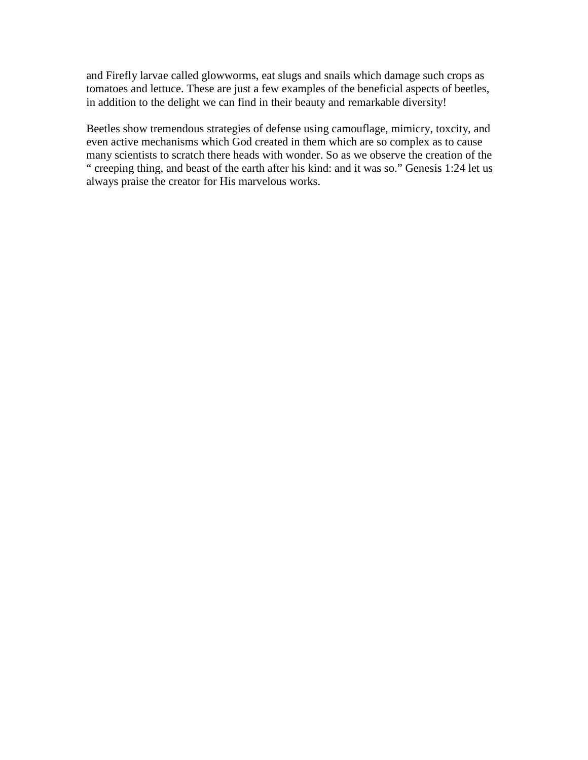and Firefly larvae called glowworms, eat slugs and snails which damage such crops as tomatoes and lettuce. These are just a few examples of the beneficial aspects of beetles, in addition to the delight we can find in their beauty and remarkable diversity!

Beetles show tremendous strategies of defense using camouflage, mimicry, toxcity, and even active mechanisms which God created in them which are so complex as to cause many scientists to scratch there heads with wonder. So as we observe the creation of the " creeping thing, and beast of the earth after his kind: and it was so." Genesis 1:24 let us always praise the creator for His marvelous works.